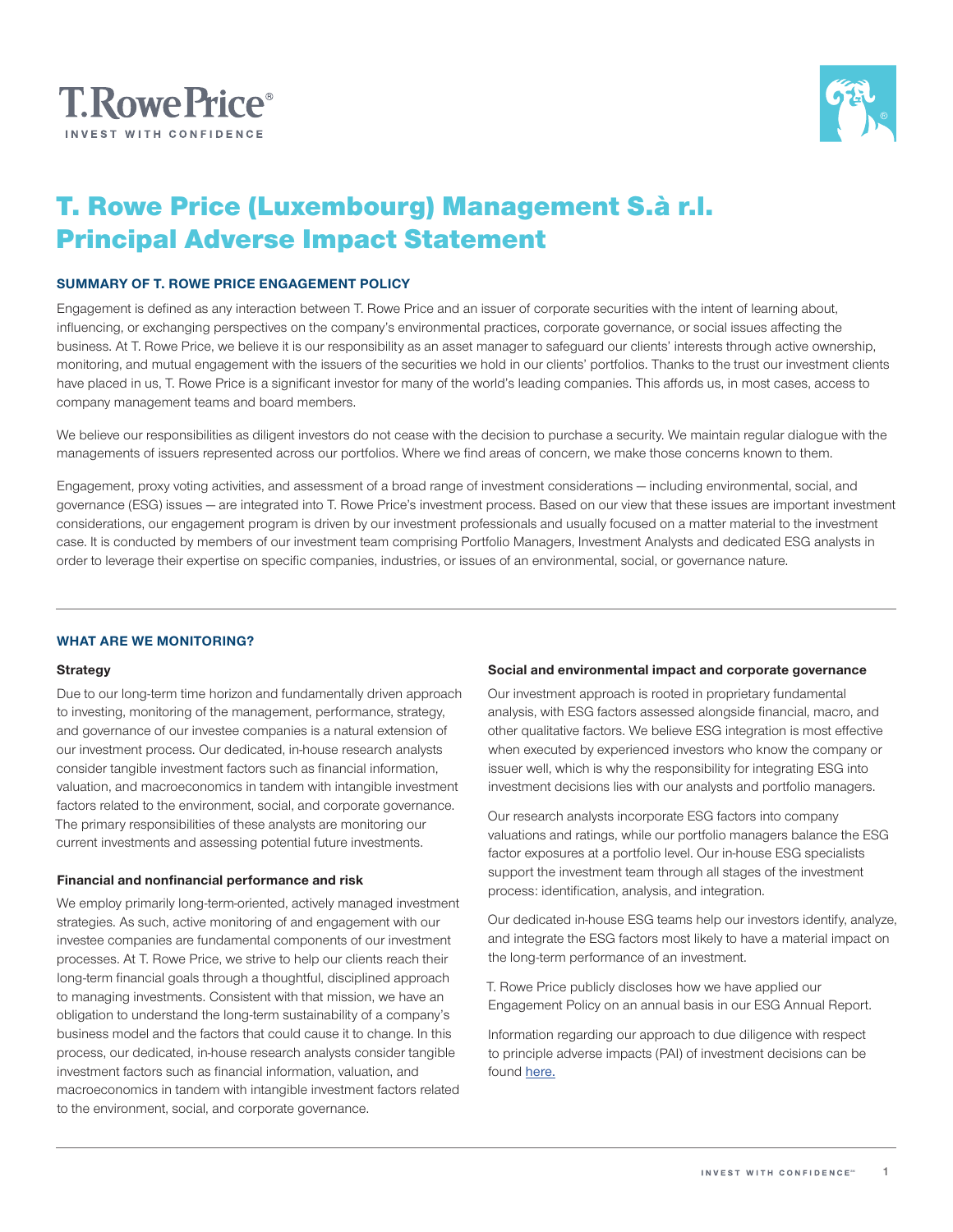# T. Rowe Price (Luxembourg) Management S.à r.l. Principal Adverse Impact Statement

## SUMMARY OF T. ROWE PRICE ENGAGEMENT POLICY

Engagement is defined as any interaction between T. Rowe Price and an issuer of corporate securities with the intent of learning about, influencing, or exchanging perspectives on the company's environmental practices, corporate governance, or social issues affecting the business. At T. Rowe Price, we believe it is our responsibility as an asset manager to safeguard our clients' interests through active ownership, monitoring, and mutual engagement with the issuers of the securities we hold in our clients' portfolios. Thanks to the trust our investment clients have placed in us, T. Rowe Price is a significant investor for many of the world's leading companies. This affords us, in most cases, access to company management teams and board members.

We believe our responsibilities as diligent investors do not cease with the decision to purchase a security. We maintain regular dialogue with the managements of issuers represented across our portfolios. Where we find areas of concern, we make those concerns known to them.

Engagement, proxy voting activities, and assessment of a broad range of investment considerations — including environmental, social, and governance (ESG) issues — are integrated into T. Rowe Price's investment process. Based on our view that these issues are important investment considerations, our engagement program is driven by our investment professionals and usually focused on a matter material to the investment case. It is conducted by members of our investment team comprising Portfolio Managers, Investment Analysts and dedicated ESG analysts in order to leverage their expertise on specific companies, industries, or issues of an environmental, social, or governance nature.

## WHAT ARE WE MONITORING?

### Strategy

Due to our long-term time horizon and fundamentally driven approach to investing, monitoring of the management, performance, strategy, and governance of our investee companies is a natural extension of our investment process. Our dedicated, in-house research analysts consider tangible investment factors such as financial information, valuation, and macroeconomics in tandem with intangible investment factors related to the environment, social, and corporate governance. The primary responsibilities of these analysts are monitoring our current investments and assessing potential future investments.

### Financial and nonfinancial performance and risk

We employ primarily long-term-oriented, actively managed investment strategies. As such, active monitoring of and engagement with our investee companies are fundamental components of our investment processes. At T. Rowe Price, we strive to help our clients reach their long-term financial goals through a thoughtful, disciplined approach to managing investments. Consistent with that mission, we have an obligation to understand the long-term sustainability of a company's business model and the factors that could cause it to change. In this process, our dedicated, in-house research analysts consider tangible investment factors such as financial information, valuation, and macroeconomics in tandem with intangible investment factors related to the environment, social, and corporate governance.

### Social and environmental impact and corporate governance

Our investment approach is rooted in proprietary fundamental analysis, with ESG factors assessed alongside financial, macro, and other qualitative factors. We believe ESG integration is most effective when executed by experienced investors who know the company or issuer well, which is why the responsibility for integrating ESG into investment decisions lies with our analysts and portfolio managers.

Our research analysts incorporate ESG factors into company valuations and ratings, while our portfolio managers balance the ESG factor exposures at a portfolio level. Our in-house ESG specialists support the investment team through all stages of the investment process: identification, analysis, and integration.

Our dedicated in-house ESG teams help our investors identify, analyze, and integrate the ESG factors most likely to have a material impact on the long-term performance of an investment.

T. Rowe Price publicly discloses how we have applied our Engagement Policy on an annual basis in our ESG Annual Report.

Information regarding our approach to due diligence with respect to principle adverse impacts (PAI) of investment decisions can be found here.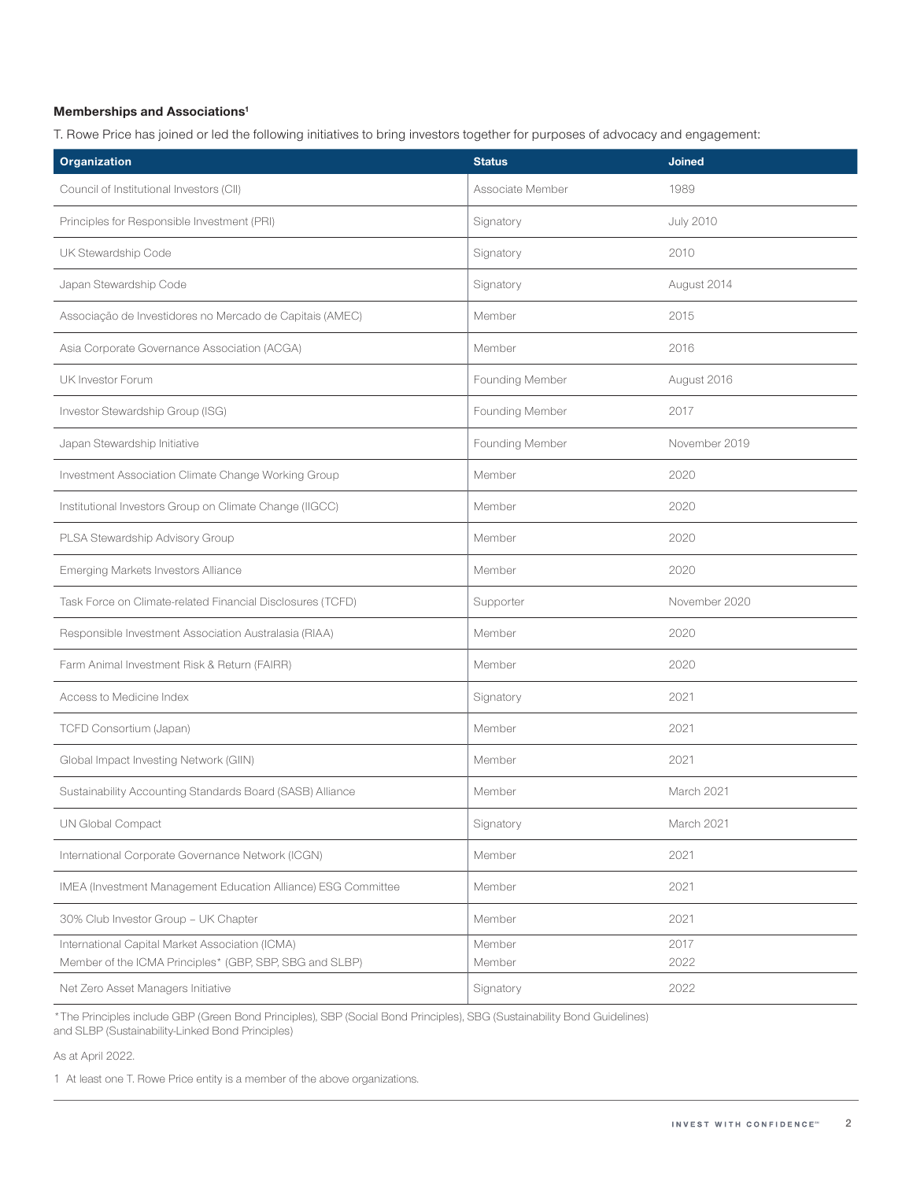**Memberships and Associations[1]**

T. Rowe Price has joined or led the following initiatives to bring investors together for purposes of advocacy and engagement:

| Organization | Status | Joined |
|---|---|---|
| Council of Institutional Investors (CII) | Associate Member | 1989 |
| Principles for Responsible Investment (PRI) | Signatory | July 2010 |
| UK Stewardship Code | Signatory | 2010 |
| Japan Stewardship Code | Signatory | August 2014 |
| Associação de Investidores no Mercado de Capitais (AMEC) | Member | 2015 |
| Asia Corporate Governance Association (ACGA) | Member | 2016 |
| UK Investor Forum | Founding Member | August 2016 |
| Investor Stewardship Group (ISG) | Founding Member | 2017 |
| Japan Stewardship Initiative | Founding Member | November 2019 |
| Investment Association Climate Change Working Group | Member | 2020 |
| Institutional Investors Group on Climate Change (IIGCC) | Member | 2020 |
| PLSA Stewardship Advisory Group | Member | 2020 |
| Emerging Markets Investors Alliance | Member | 2020 |
| Task Force on Climate-related Financial Disclosures (TCFD) | Supporter | November 2020 |
| Responsible Investment Association Australasia (RIAA) | Member | 2020 |
| Farm Animal Investment Risk & Return (FAIRR) | Member | 2020 |
| Access to Medicine Index | Signatory | 2021 |
| TCFD Consortium (Japan) | Member | 2021 |
| Global Impact Investing Network (GIIN) | Member | 2021 |
| Sustainability Accounting Standards Board (SASB) Alliance | Member | March 2021 |
| UN Global Compact | Signatory | March 2021 |
| International Corporate Governance Network (ICGN) | Member | 2021 |
| IMEA (Investment Management Education Alliance) ESG Committee | Member | 2021 |
| 30% Club Investor Group – UK Chapter | Member | 2021 |
| International Capital Market Association (ICMA)<br>Member of the ICMA Principles* (GBP, SBP, SBG and SLBP) | Member<br>Member | 2017<br>2022 |
| Net Zero Asset Managers Initiative | Signatory | 2022 |

*The Principles include GBP (Green Bond Principles), SBP (Social Bond Principles), SBG (Sustainability Bond Guidelines) and SLBP (Sustainability-Linked Bond Principles)

As at April 2022.

1 At least one T. Rowe Price entity is a member of the above organizations.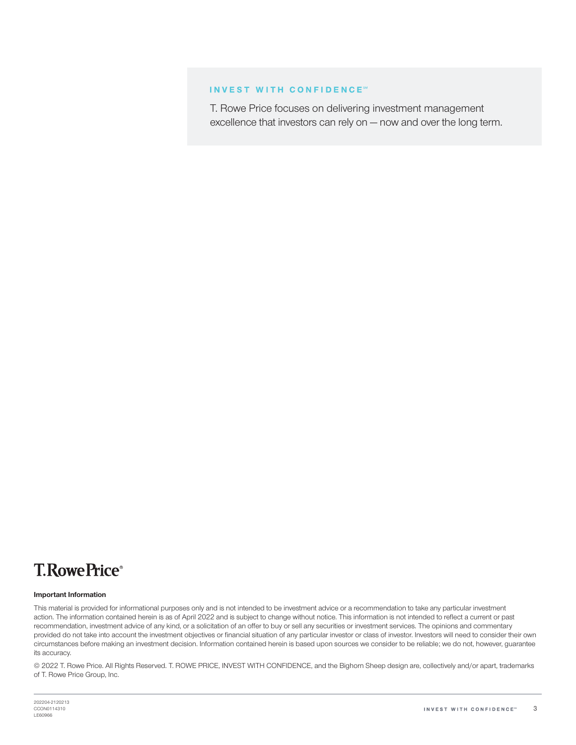**INVEST WITH CONFIDENCE℠**

T. Rowe Price focuses on delivering investment management excellence that investors can rely on — now and over the long term.

T. Rowe Price®

**Important Information**

This material is provided for informational purposes only and is not intended to be investment advice or a recommendation to take any particular investment action. The information contained herein is as of April 2022 and is subject to change without notice. This information is not intended to reflect a current or past recommendation, investment advice of any kind, or a solicitation of an offer to buy or sell any securities or investment services. The opinions and commentary provided do not take into account the investment objectives or financial situation of any particular investor or class of investor. Investors will need to consider their own circumstances before making an investment decision. Information contained herein is based upon sources we consider to be reliable; we do not, however, guarantee its accuracy.

© 2022 T. Rowe Price. All Rights Reserved. T. ROWE PRICE, INVEST WITH CONFIDENCE, and the Bighorn Sheep design are, collectively and/or apart, trademarks of T. Rowe Price Group, Inc.

202204-2120213
CCON0114310
LE60966